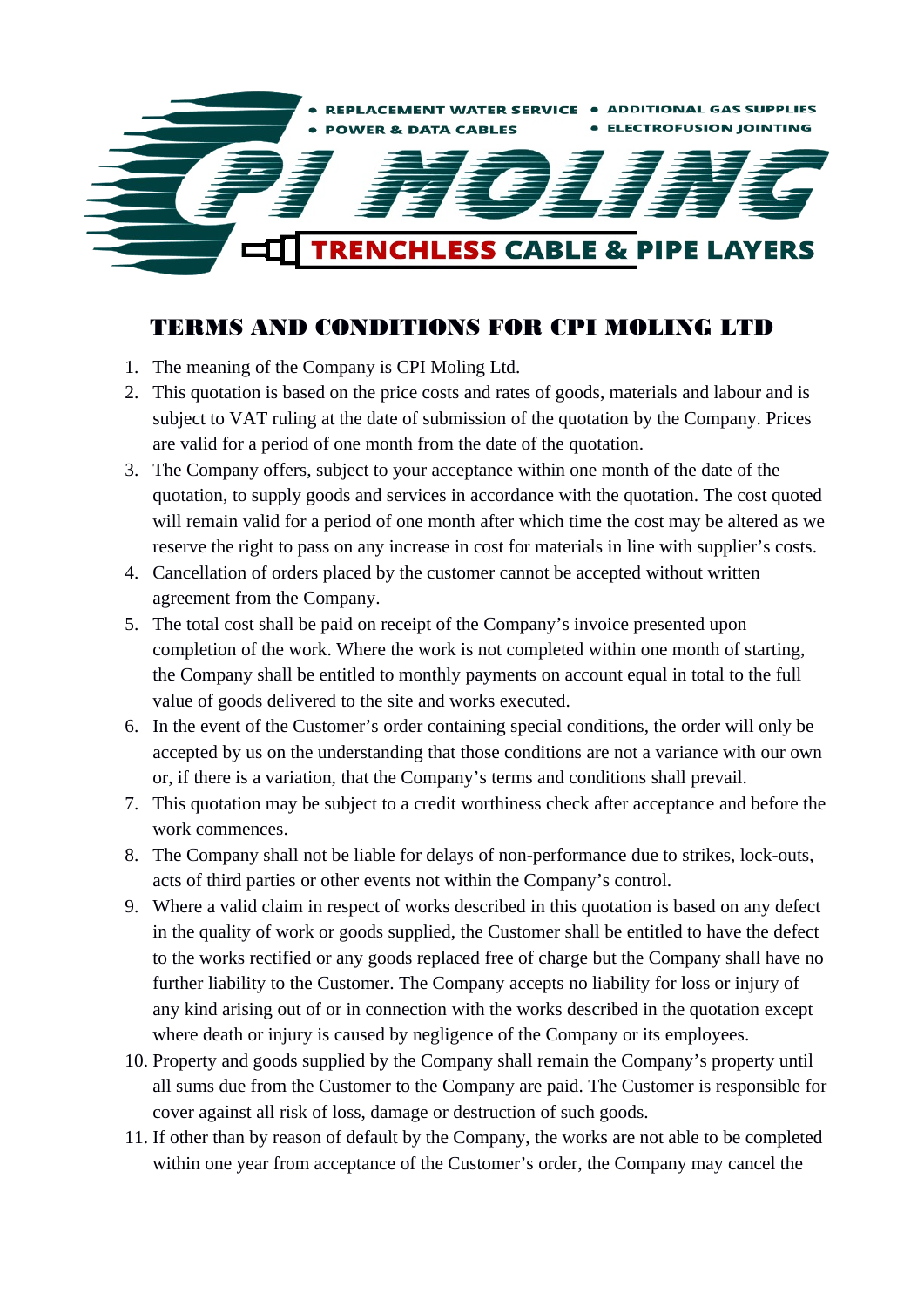• REPLACEMENT WATER SERVICE • ADDITIONAL GAS SUPPLIES
• POWER & DATA CABLES • ELECTROFUSION JOINTING

CPI MOLING

TRENCHLESS CABLE & PIPE LAYERS

# TERMS AND CONDITIONS FOR CPI MOLING LTD

1. The meaning of the Company is CPI Moling Ltd.
2. This quotation is based on the price costs and rates of goods, materials and labour and is subject to VAT ruling at the date of submission of the quotation by the Company. Prices are valid for a period of one month from the date of the quotation.
3. The Company offers, subject to your acceptance within one month of the date of the quotation, to supply goods and services in accordance with the quotation. The cost quoted will remain valid for a period of one month after which time the cost may be altered as we reserve the right to pass on any increase in cost for materials in line with supplier's costs.
4. Cancellation of orders placed by the customer cannot be accepted without written agreement from the Company.
5. The total cost shall be paid on receipt of the Company's invoice presented upon completion of the work. Where the work is not completed within one month of starting, the Company shall be entitled to monthly payments on account equal in total to the full value of goods delivered to the site and works executed.
6. In the event of the Customer's order containing special conditions, the order will only be accepted by us on the understanding that those conditions are not a variance with our own or, if there is a variation, that the Company's terms and conditions shall prevail.
7. This quotation may be subject to a credit worthiness check after acceptance and before the work commences.
8. The Company shall not be liable for delays of non-performance due to strikes, lock-outs, acts of third parties or other events not within the Company's control.
9. Where a valid claim in respect of works described in this quotation is based on any defect in the quality of work or goods supplied, the Customer shall be entitled to have the defect to the works rectified or any goods replaced free of charge but the Company shall have no further liability to the Customer. The Company accepts no liability for loss or injury of any kind arising out of or in connection with the works described in the quotation except where death or injury is caused by negligence of the Company or its employees.
10. Property and goods supplied by the Company shall remain the Company's property until all sums due from the Customer to the Company are paid. The Customer is responsible for cover against all risk of loss, damage or destruction of such goods.
11. If other than by reason of default by the Company, the works are not able to be completed within one year from acceptance of the Customer's order, the Company may cancel the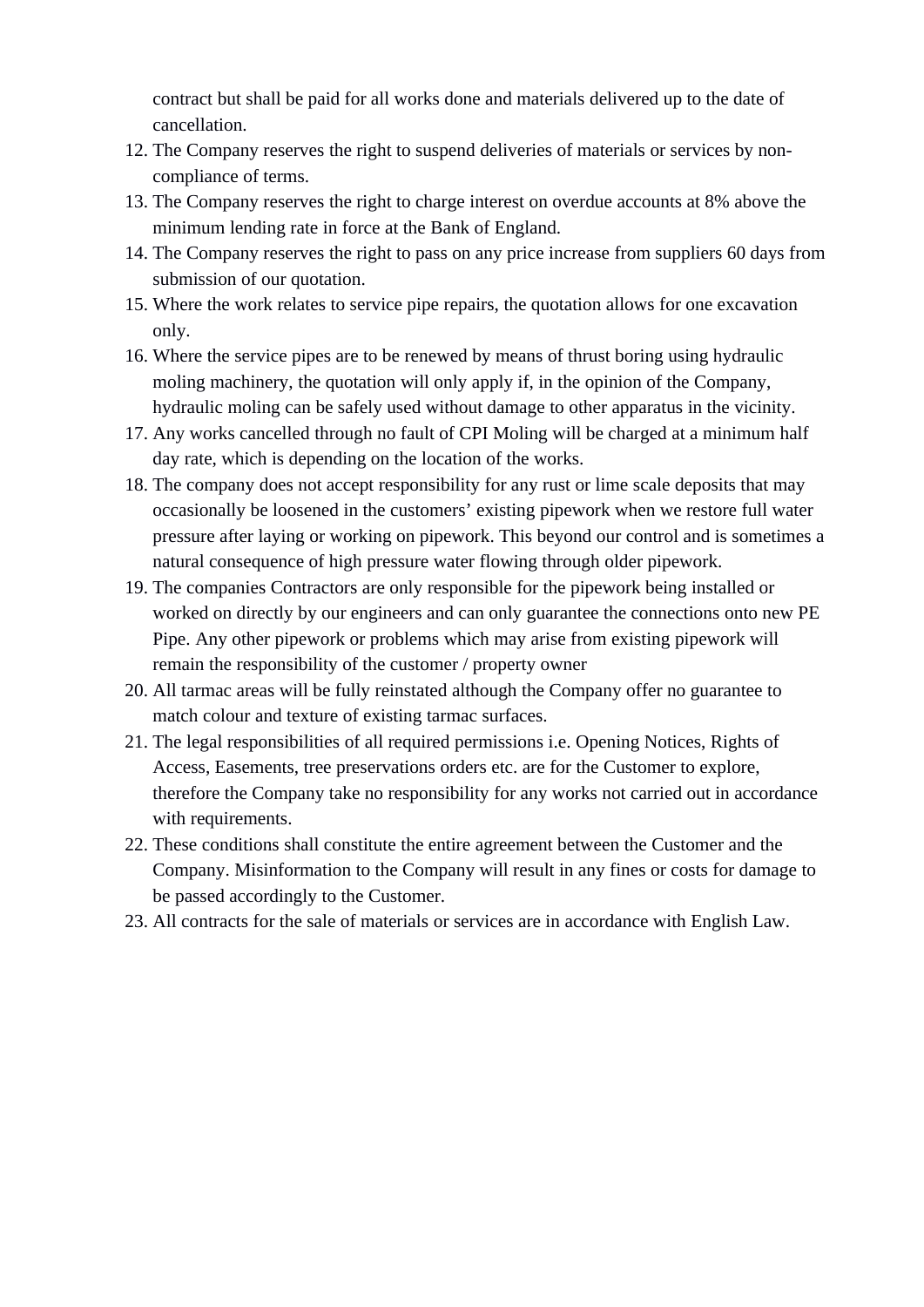contract but shall be paid for all works done and materials delivered up to the date of cancellation.

12. The Company reserves the right to suspend deliveries of materials or services by non-compliance of terms.
13. The Company reserves the right to charge interest on overdue accounts at 8% above the minimum lending rate in force at the Bank of England.
14. The Company reserves the right to pass on any price increase from suppliers 60 days from submission of our quotation.
15. Where the work relates to service pipe repairs, the quotation allows for one excavation only.
16. Where the service pipes are to be renewed by means of thrust boring using hydraulic moling machinery, the quotation will only apply if, in the opinion of the Company, hydraulic moling can be safely used without damage to other apparatus in the vicinity.
17. Any works cancelled through no fault of CPI Moling will be charged at a minimum half day rate, which is depending on the location of the works.
18. The company does not accept responsibility for any rust or lime scale deposits that may occasionally be loosened in the customers' existing pipework when we restore full water pressure after laying or working on pipework. This beyond our control and is sometimes a natural consequence of high pressure water flowing through older pipework.
19. The companies Contractors are only responsible for the pipework being installed or worked on directly by our engineers and can only guarantee the connections onto new PE Pipe. Any other pipework or problems which may arise from existing pipework will remain the responsibility of the customer / property owner
20. All tarmac areas will be fully reinstated although the Company offer no guarantee to match colour and texture of existing tarmac surfaces.
21. The legal responsibilities of all required permissions i.e. Opening Notices, Rights of Access, Easements, tree preservations orders etc. are for the Customer to explore, therefore the Company take no responsibility for any works not carried out in accordance with requirements.
22. These conditions shall constitute the entire agreement between the Customer and the Company. Misinformation to the Company will result in any fines or costs for damage to be passed accordingly to the Customer.
23. All contracts for the sale of materials or services are in accordance with English Law.